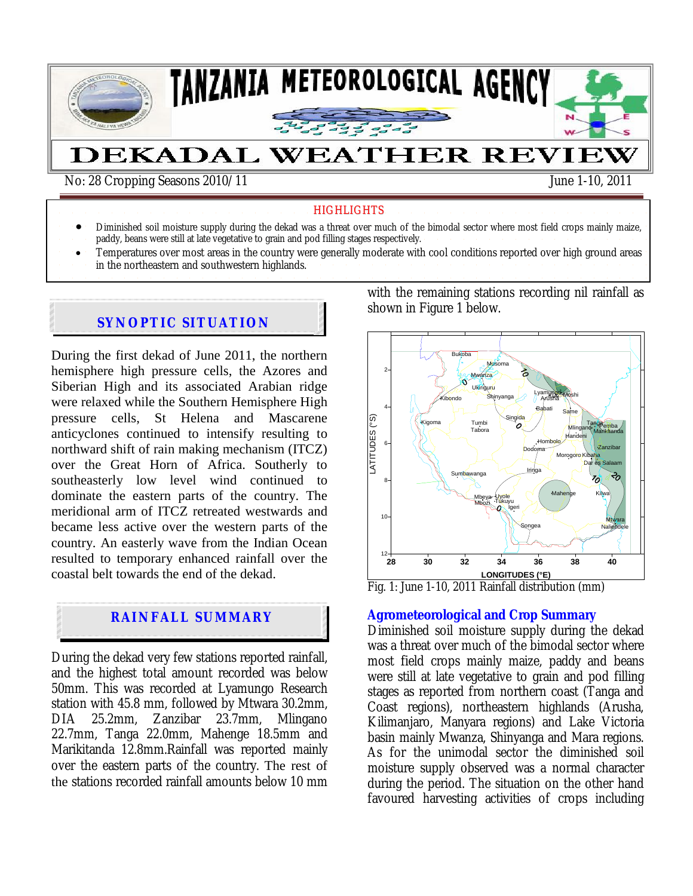# TANZANIA METEOROLOGICAL AGENCY

# DEKADAL WEATHER REVIEW

No: 28 Cropping Seasons 2010/11 June 1-10, 2011

## HIGHLIGHTS

- Diminished soil moisture supply during the dekad was a threat over much of the bimodal sector where most field crops mainly maize, paddy, beans were still at late vegetative to grain and pod filling stages respectively.
- Temperatures over most areas in the country were generally moderate with cool conditions reported over high ground areas in the northeastern and southwestern highlands.

## SYNOPTIC SITUATION

During the first dekad of June 2011, the northern hemisphere high pressure cells, the Azores and Siberian High and its associated Arabian ridge were relaxed while the Southern Hemisphere High pressure cells, St Helena and Mascarene anticyclones continued to intensify resulting to northward shift of rain making mechanism (ITCZ) over the Great Horn of Africa. Southerly to southeasterly low level wind continued to dominate the eastern parts of the country. The meridional arm of ITCZ retreated westwards and became less active over the western parts of the country. An easterly wave from the Indian Ocean resulted to temporary enhanced rainfall over the coastal belt towards the end of the dekad.

## RAINFALL SUMMARY

During the dekad very few stations reported rainfall, and the highest total amount recorded was below 50mm. This was recorded at Lyamungo Research station with 45.8 mm, followed by Mtwara 30.2mm, DIA 25.2mm, Zanzibar 23.7mm, Mlingano 22.7mm, Tanga 22.0mm, Mahenge 18.5mm and Marikitanda 12.8mm.Rainfall was reported mainly over the eastern parts of the country. The rest of the stations recorded rainfall amounts below 10 mm with the remaining stations recording nil rainfall as shown in Figure 1 below.

Bukoba
Musoma
Mwanza
Ukiriguru
Shinyanga
Kibondo
Lyamungo
Arusha
Moshi
Babati
Same
Kigoma
Tumbi
Tabora
Singida
Tanga
Pemba
Mlingano
Marikitanda
Handeni
Hombolo
Dodoma
Zanzibar
Morogoro
Kibaha
Dar es Salaam
Iringa
Sumbawanga
Mahenge
Kilwa
Mbeya
Uyole
Mbozi
Tukuyu
Igeri
Songea
Mtwara
Naliendele
0
10
20
LATITUDES (°S)
2
4
6
8
10
12
28
30
32
34
36
38
40
LONGITUDES (°E)

Fig. 1: June 1-10, 2011 Rainfall distribution (mm)

## Agrometeorological and Crop Summary

Diminished soil moisture supply during the dekad was a threat over much of the bimodal sector where most field crops mainly maize, paddy and beans were still at late vegetative to grain and pod filling stages as reported from northern coast (Tanga and Coast regions), northeastern highlands (Arusha, Kilimanjaro, Manyara regions) and Lake Victoria basin mainly Mwanza, Shinyanga and Mara regions. As for the unimodal sector the diminished soil moisture supply observed was a normal character during the period. The situation on the other hand favoured harvesting activities of crops including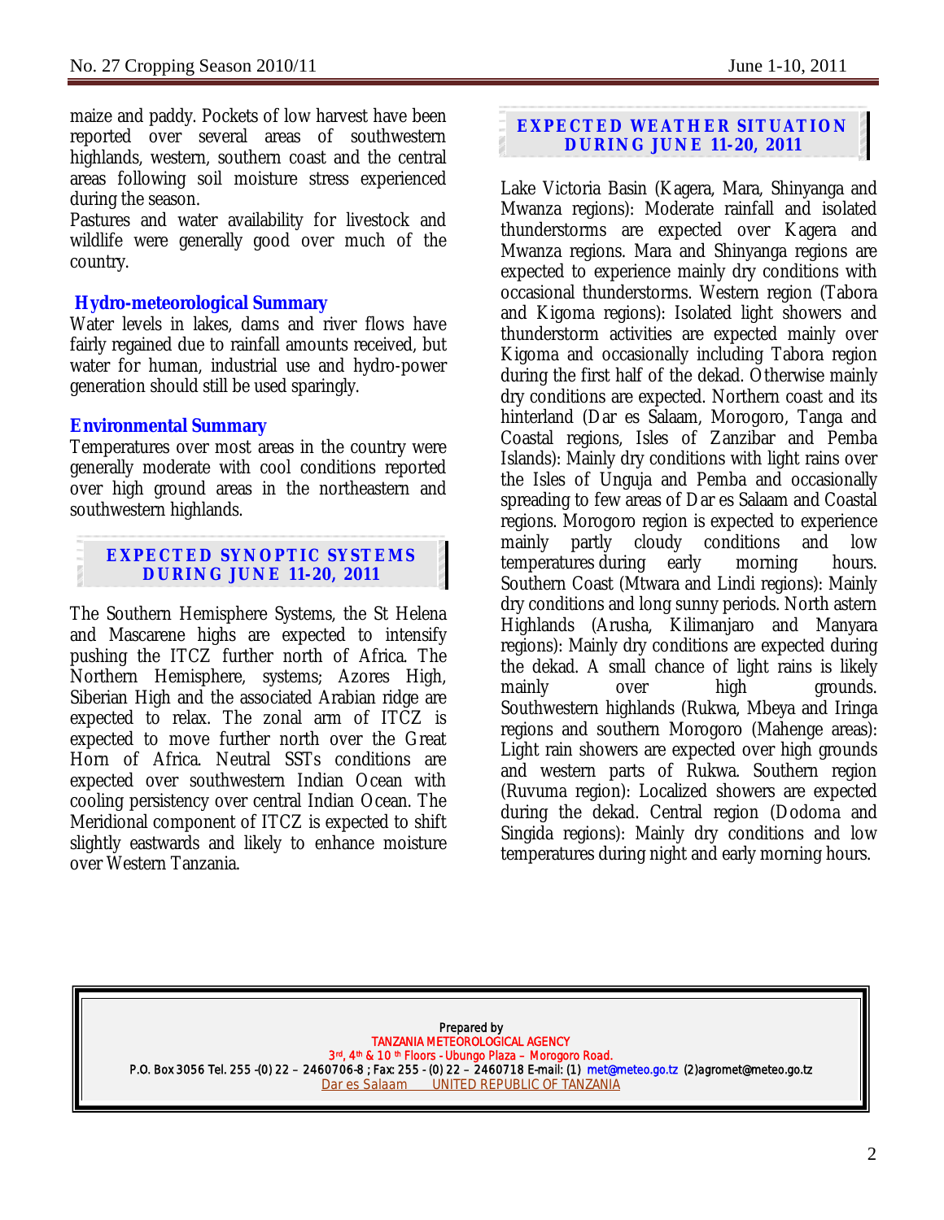maize and paddy. Pockets of low harvest have been reported over several areas of southwestern highlands, western, southern coast and the central areas following soil moisture stress experienced during the season.

Pastures and water availability for livestock and wildlife were generally good over much of the country.

## Hydro-meteorological Summary

Water levels in lakes, dams and river flows have fairly regained due to rainfall amounts received, but water for human, industrial use and hydro-power generation should still be used sparingly.

## Environmental Summary

Temperatures over most areas in the country were generally moderate with cool conditions reported over high ground areas in the northeastern and southwestern highlands.

## EXPECTED SYNOPTIC SYSTEMS DURING JUNE 11-20, 2011

The Southern Hemisphere Systems, the St Helena and Mascarene highs are expected to intensify pushing the ITCZ further north of Africa. The Northern Hemisphere, systems; Azores High, Siberian High and the associated Arabian ridge are expected to relax. The zonal arm of ITCZ is expected to move further north over the Great Horn of Africa. Neutral SSTs conditions are expected over southwestern Indian Ocean with cooling persistency over central Indian Ocean. The Meridional component of ITCZ is expected to shift slightly eastwards and likely to enhance moisture over Western Tanzania.

## EXPECTED WEATHER SITUATION DURING JUNE 11-20, 2011

Lake Victoria Basin (Kagera, Mara, Shinyanga and Mwanza regions): Moderate rainfall and isolated thunderstorms are expected over Kagera and Mwanza regions. Mara and Shinyanga regions are expected to experience mainly dry conditions with occasional thunderstorms. Western region (Tabora and Kigoma regions): Isolated light showers and thunderstorm activities are expected mainly over Kigoma and occasionally including Tabora region during the first half of the dekad. Otherwise mainly dry conditions are expected. Northern coast and its hinterland (Dar es Salaam, Morogoro, Tanga and Coastal regions, Isles of Zanzibar and Pemba Islands): Mainly dry conditions with light rains over the Isles of Unguja and Pemba and occasionally spreading to few areas of Dar es Salaam and Coastal regions. Morogoro region is expected to experience mainly partly cloudy conditions and low temperatures during early morning hours. Southern Coast (Mtwara and Lindi regions): Mainly dry conditions and long sunny periods. North astern Highlands (Arusha, Kilimanjaro and Manyara regions): Mainly dry conditions are expected during the dekad. A small chance of light rains is likely mainly over high grounds. Southwestern highlands (Rukwa, Mbeya and Iringa regions and southern Morogoro (Mahenge areas): Light rain showers are expected over high grounds and western parts of Rukwa. Southern region (Ruvuma region): Localized showers are expected during the dekad. Central region (Dodoma and Singida regions): Mainly dry conditions and low temperatures during night and early morning hours.

Prepared by
TANZANIA METEOROLOGICAL AGENCY
3rd, 4th & 10th Floors - Ubungo Plaza – Morogoro Road.
P.O. Box 3056 Tel. 255 -(0) 22 – 2460706-8 ; Fax: 255 - (0) 22 – 2460718 E-mail: (1) met@meteo.go.tz (2)agromet@meteo.go.tz
Dar es Salaam UNITED REPUBLIC OF TANZANIA